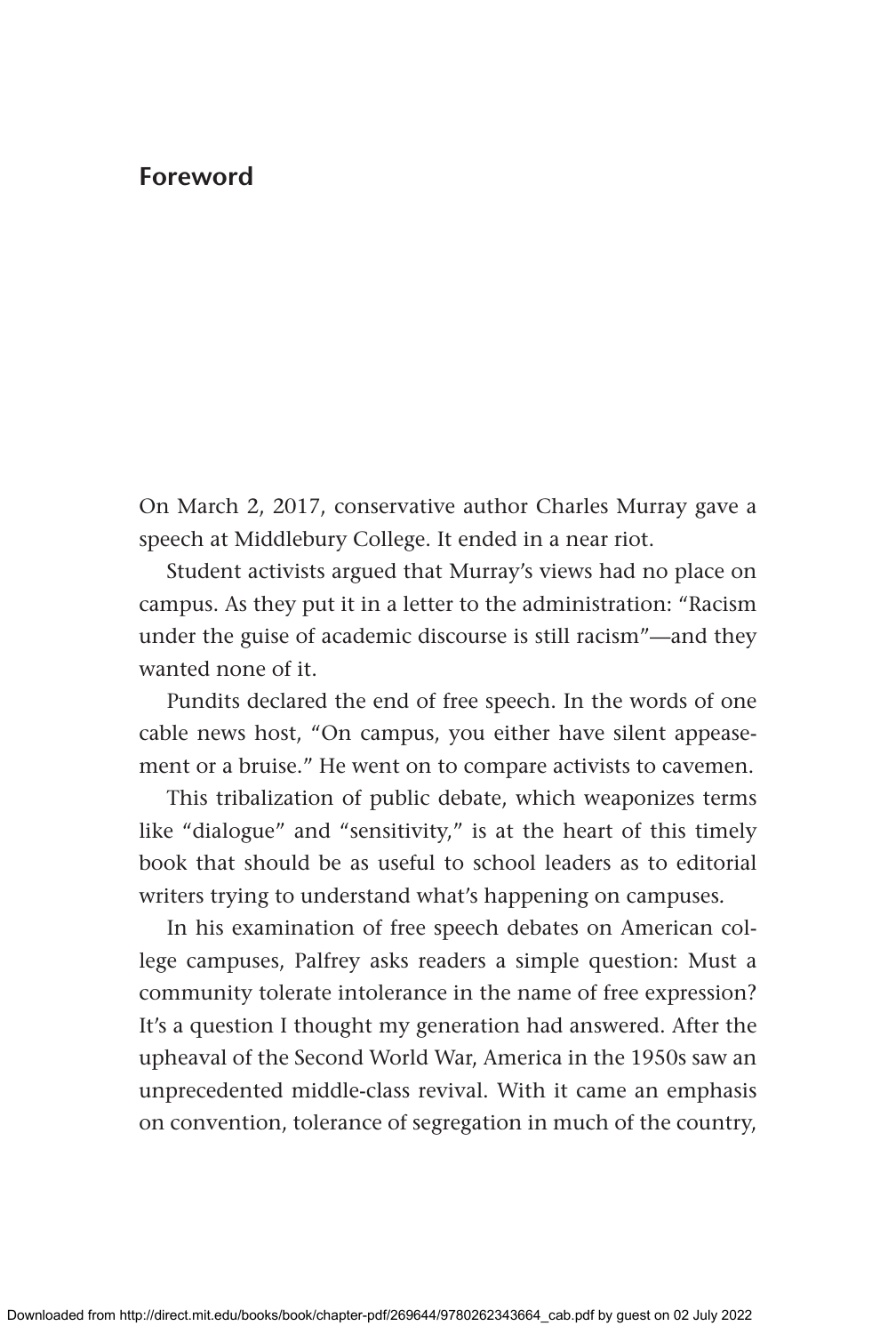# Foreword

On March 2, 2017, conservative author Charles Murray gave a speech at Middlebury College. It ended in a near riot.

Student activists argued that Murray's views had no place on campus. As they put it in a letter to the administration: "Racism under the guise of academic discourse is still racism"—and they wanted none of it.

Pundits declared the end of free speech. In the words of one cable news host, "On campus, you either have silent appeasement or a bruise." He went on to compare activists to cavemen.

This tribalization of public debate, which weaponizes terms like "dialogue" and "sensitivity," is at the heart of this timely book that should be as useful to school leaders as to editorial writers trying to understand what's happening on campuses.

In his examination of free speech debates on American college campuses, Palfrey asks readers a simple question: Must a community tolerate intolerance in the name of free expression? It's a question I thought my generation had answered. After the upheaval of the Second World War, America in the 1950s saw an unprecedented middle-class revival. With it came an emphasis on convention, tolerance of segregation in much of the country,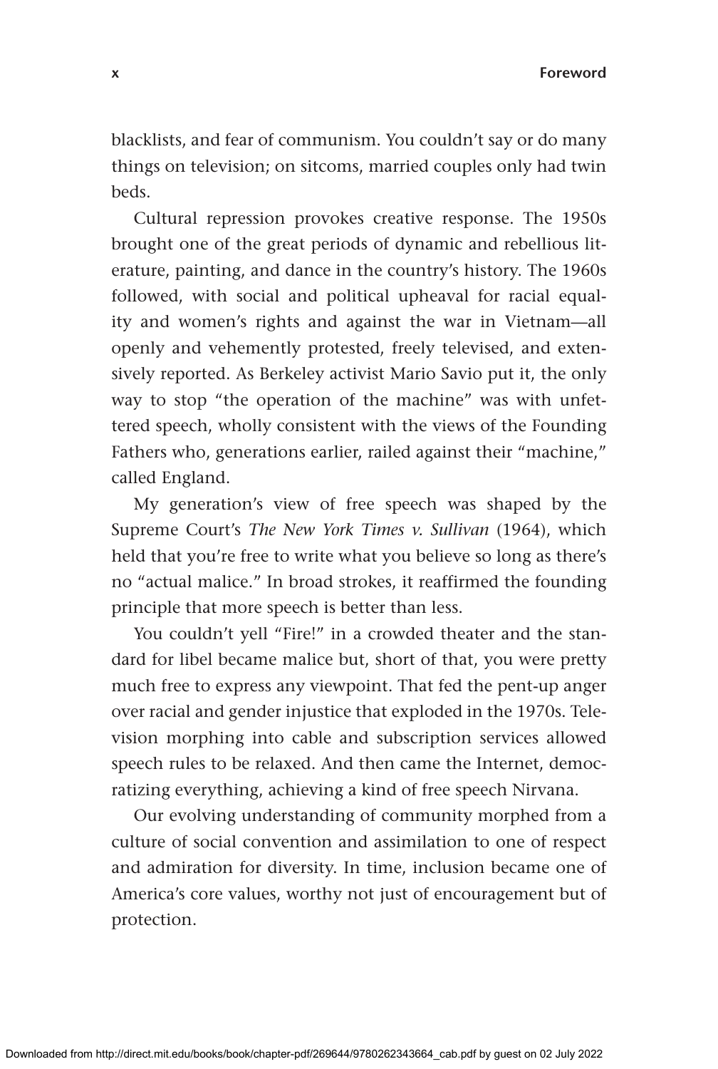blacklists, and fear of communism. You couldn't say or do many things on television; on sitcoms, married couples only had twin beds.

Cultural repression provokes creative response. The 1950s brought one of the great periods of dynamic and rebellious literature, painting, and dance in the country's history. The 1960s followed, with social and political upheaval for racial equality and women's rights and against the war in Vietnam—all openly and vehemently protested, freely televised, and extensively reported. As Berkeley activist Mario Savio put it, the only way to stop "the operation of the machine" was with unfettered speech, wholly consistent with the views of the Founding Fathers who, generations earlier, railed against their "machine," called England.

My generation's view of free speech was shaped by the Supreme Court's *The New York Times v. Sullivan* (1964), which held that you're free to write what you believe so long as there's no "actual malice." In broad strokes, it reaffirmed the founding principle that more speech is better than less.

You couldn't yell "Fire!" in a crowded theater and the standard for libel became malice but, short of that, you were pretty much free to express any viewpoint. That fed the pent-up anger over racial and gender injustice that exploded in the 1970s. Television morphing into cable and subscription services allowed speech rules to be relaxed. And then came the Internet, democratizing everything, achieving a kind of free speech Nirvana.

Our evolving understanding of community morphed from a culture of social convention and assimilation to one of respect and admiration for diversity. In time, inclusion became one of America's core values, worthy not just of encouragement but of protection.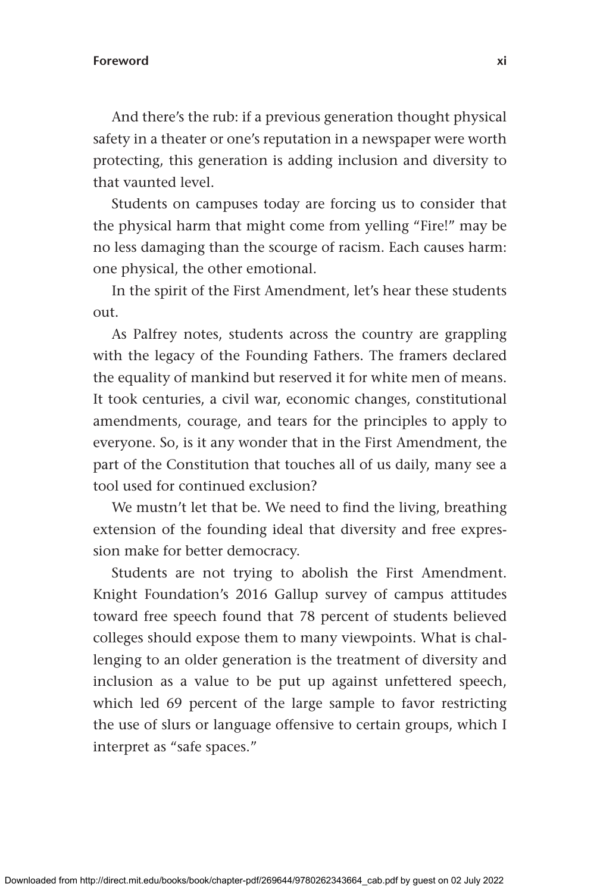And there's the rub: if a previous generation thought physical safety in a theater or one's reputation in a newspaper were worth protecting, this generation is adding inclusion and diversity to that vaunted level.

Students on campuses today are forcing us to consider that the physical harm that might come from yelling "Fire!" may be no less damaging than the scourge of racism. Each causes harm: one physical, the other emotional.

In the spirit of the First Amendment, let's hear these students out.

As Palfrey notes, students across the country are grappling with the legacy of the Founding Fathers. The framers declared the equality of mankind but reserved it for white men of means. It took centuries, a civil war, economic changes, constitutional amendments, courage, and tears for the principles to apply to everyone. So, is it any wonder that in the First Amendment, the part of the Constitution that touches all of us daily, many see a tool used for continued exclusion?

We mustn't let that be. We need to find the living, breathing extension of the founding ideal that diversity and free expression make for better democracy.

Students are not trying to abolish the First Amendment. Knight Foundation's 2016 Gallup survey of campus attitudes toward free speech found that 78 percent of students believed colleges should expose them to many viewpoints. What is challenging to an older generation is the treatment of diversity and inclusion as a value to be put up against unfettered speech, which led 69 percent of the large sample to favor restricting the use of slurs or language offensive to certain groups, which I interpret as "safe spaces."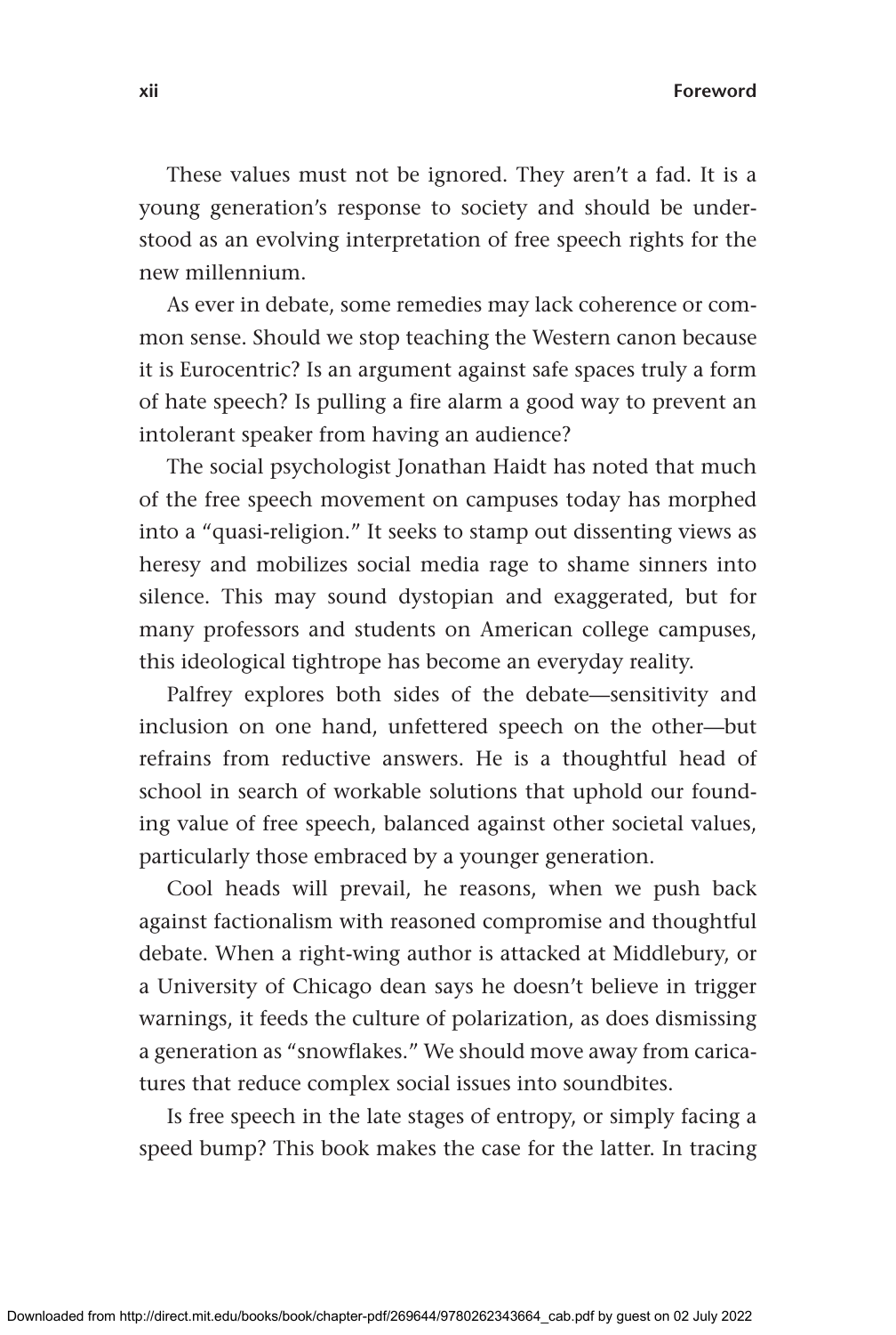These values must not be ignored. They aren't a fad. It is a young generation's response to society and should be understood as an evolving interpretation of free speech rights for the new millennium.

As ever in debate, some remedies may lack coherence or common sense. Should we stop teaching the Western canon because it is Eurocentric? Is an argument against safe spaces truly a form of hate speech? Is pulling a fire alarm a good way to prevent an intolerant speaker from having an audience?

The social psychologist Jonathan Haidt has noted that much of the free speech movement on campuses today has morphed into a "quasi-religion." It seeks to stamp out dissenting views as heresy and mobilizes social media rage to shame sinners into silence. This may sound dystopian and exaggerated, but for many professors and students on American college campuses, this ideological tightrope has become an everyday reality.

Palfrey explores both sides of the debate—sensitivity and inclusion on one hand, unfettered speech on the other—but refrains from reductive answers. He is a thoughtful head of school in search of workable solutions that uphold our founding value of free speech, balanced against other societal values, particularly those embraced by a younger generation.

Cool heads will prevail, he reasons, when we push back against factionalism with reasoned compromise and thoughtful debate. When a right-wing author is attacked at Middlebury, or a University of Chicago dean says he doesn't believe in trigger warnings, it feeds the culture of polarization, as does dismissing a generation as "snowflakes." We should move away from caricatures that reduce complex social issues into soundbites.

Is free speech in the late stages of entropy, or simply facing a speed bump? This book makes the case for the latter. In tracing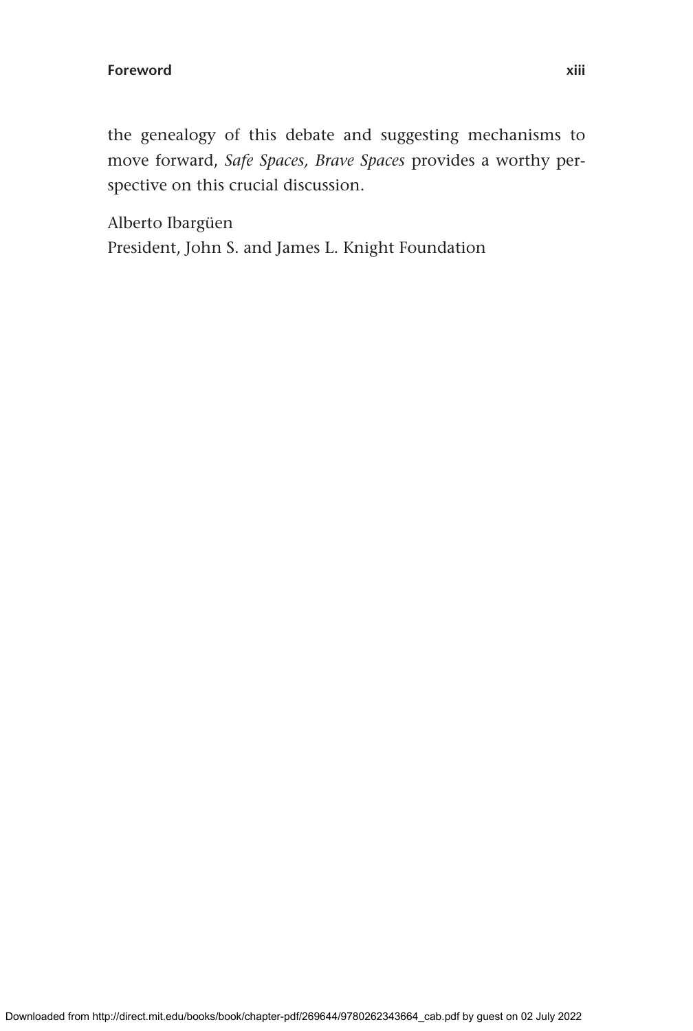the genealogy of this debate and suggesting mechanisms to move forward, *Safe Spaces, Brave Spaces* provides a worthy perspective on this crucial discussion.

Alberto Ibargüen
President, John S. and James L. Knight Foundation